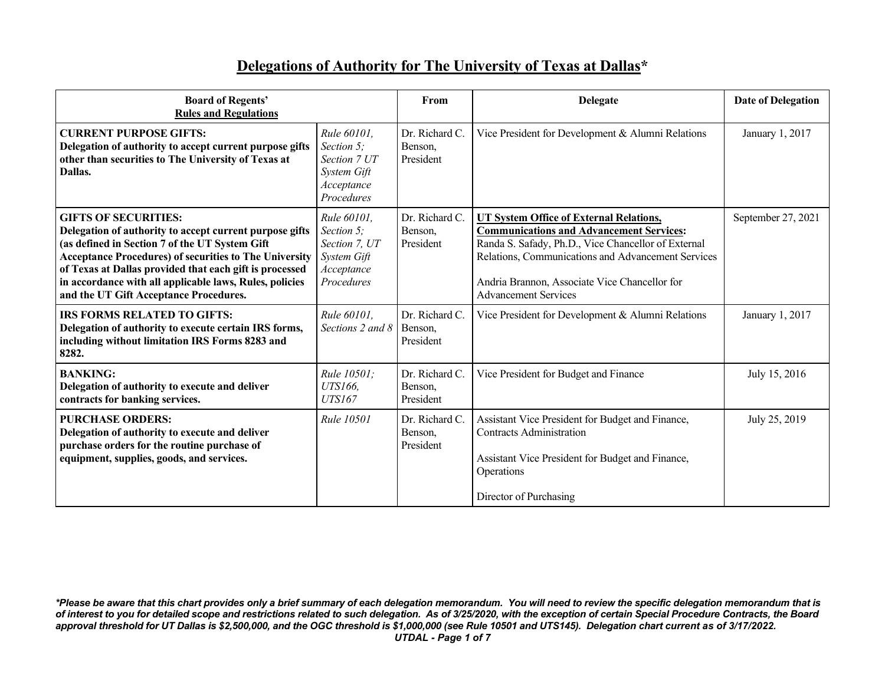# Delegations of Authority for The University of Texas at Dallas*

| Board of Regents' Rules and Regulations | | From | Delegate | Date of Delegation |
|---|---|---|---|---|
| **CURRENT PURPOSE GIFTS: Delegation of authority to accept current purpose gifts other than securities to The University of Texas at Dallas.** | *Rule 60101, Section 5; Section 7 UT System Gift Acceptance Procedures* | Dr. Richard C. Benson, President | Vice President for Development & Alumni Relations | January 1, 2017 |
| **GIFTS OF SECURITIES: Delegation of authority to accept current purpose gifts (as defined in Section 7 of the UT System Gift Acceptance Procedures) of securities to The University of Texas at Dallas provided that each gift is processed in accordance with all applicable laws, Rules, policies and the UT Gift Acceptance Procedures.** | *Rule 60101, Section 5; Section 7, UT System Gift Acceptance Procedures* | Dr. Richard C. Benson, President | **UT System Office of External Relations, Communications and Advancement Services:** Randa S. Safady, Ph.D., Vice Chancellor of External Relations, Communications and Advancement Services<br><br>Andria Brannon, Associate Vice Chancellor for Advancement Services | September 27, 2021 |
| **IRS FORMS RELATED TO GIFTS: Delegation of authority to execute certain IRS forms, including without limitation IRS Forms 8283 and 8282.** | *Rule 60101, Sections 2 and 8* | Dr. Richard C. Benson, President | Vice President for Development & Alumni Relations | January 1, 2017 |
| **BANKING: Delegation of authority to execute and deliver contracts for banking services.** | *Rule 10501; UTS166, UTS167* | Dr. Richard C. Benson, President | Vice President for Budget and Finance | July 15, 2016 |
| **PURCHASE ORDERS: Delegation of authority to execute and deliver purchase orders for the routine purchase of equipment, supplies, goods, and services.** | *Rule 10501* | Dr. Richard C. Benson, President | Assistant Vice President for Budget and Finance, Contracts Administration<br><br>Assistant Vice President for Budget and Finance, Operations<br><br>Director of Purchasing | July 25, 2019 |

***Please be aware that this chart provides only a brief summary of each delegation memorandum. You will need to review the specific delegation memorandum that is of interest to you for detailed scope and restrictions related to such delegation. As of 3/25/2020, with the exception of certain Special Procedure Contracts, the Board approval threshold for UT Dallas is $2,500,000, and the OGC threshold is $1,000,000 (see Rule 10501 and UTS145). Delegation chart current as of 3/17/2022.***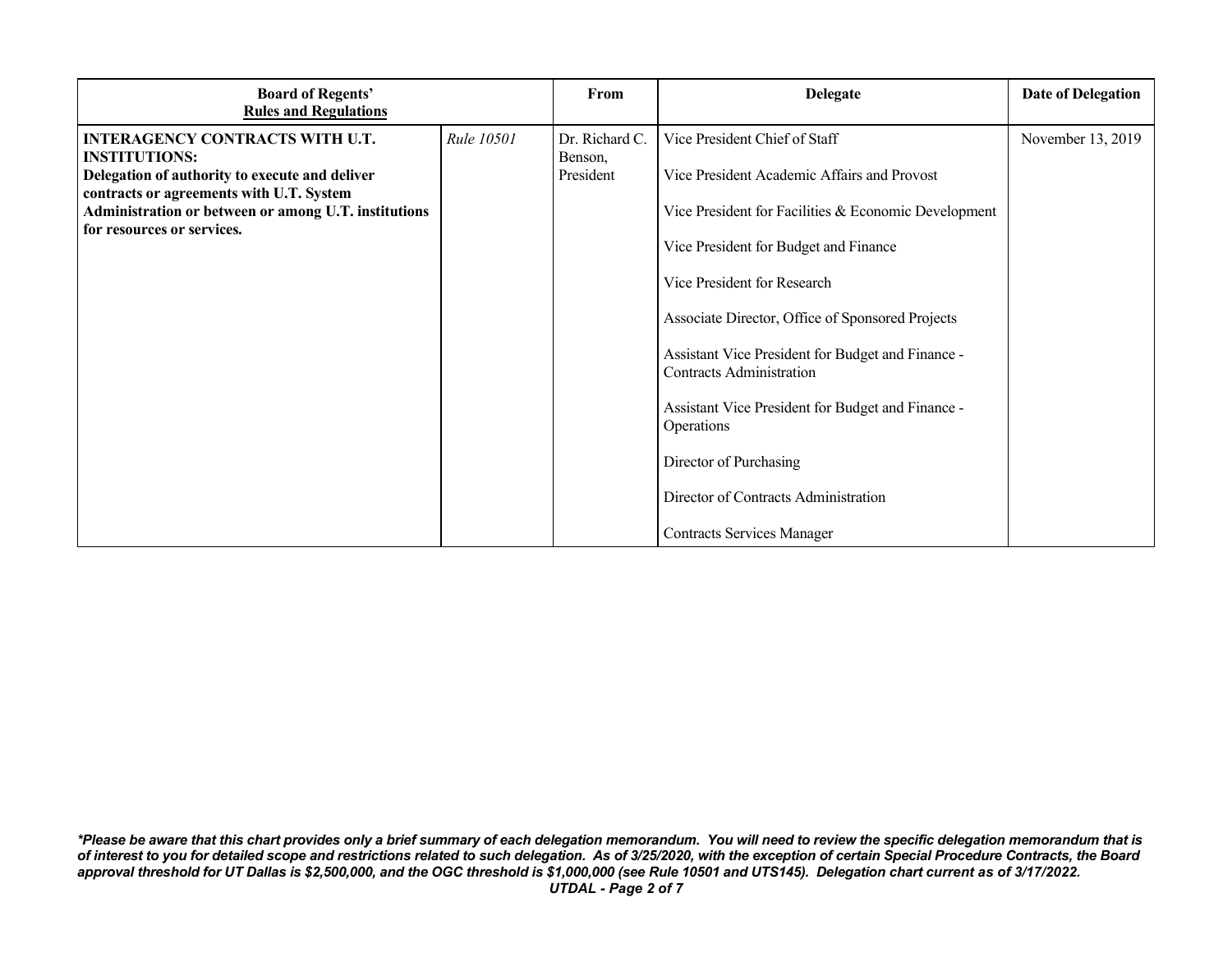| Board of Regents' Rules and Regulations | | From | Delegate | Date of Delegation |
|---|---|---|---|---|
| **INTERAGENCY CONTRACTS WITH U.T. INSTITUTIONS: Delegation of authority to execute and deliver contracts or agreements with U.T. System Administration or between or among U.T. institutions for resources or services.** | *Rule 10501* | Dr. Richard C. Benson, President | Vice President Chief of Staff<br><br>Vice President Academic Affairs and Provost<br><br>Vice President for Facilities & Economic Development<br><br>Vice President for Budget and Finance<br><br>Vice President for Research<br><br>Associate Director, Office of Sponsored Projects<br><br>Assistant Vice President for Budget and Finance - Contracts Administration<br><br>Assistant Vice President for Budget and Finance - Operations<br><br>Director of Purchasing<br><br>Director of Contracts Administration<br><br>Contracts Services Manager | November 13, 2019 |

***Please be aware that this chart provides only a brief summary of each delegation memorandum. You will need to review the specific delegation memorandum that is of interest to you for detailed scope and restrictions related to such delegation. As of 3/25/2020, with the exception of certain Special Procedure Contracts, the Board approval threshold for UT Dallas is $2,500,000, and the OGC threshold is $1,000,000 (see Rule 10501 and UTS145). Delegation chart current as of 3/17/2022.***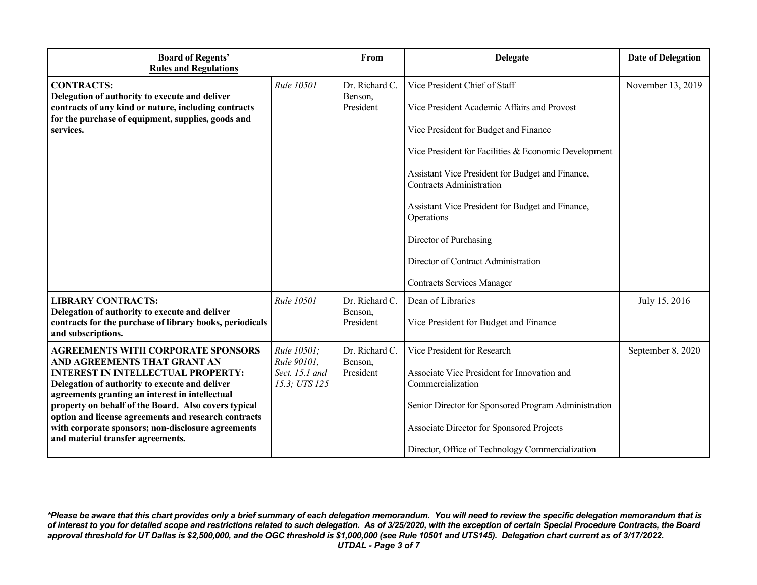| Board of Regents' Rules and Regulations | | From | Delegate | Date of Delegation |
|---|---|---|---|---|
| **CONTRACTS: Delegation of authority to execute and deliver contracts of any kind or nature, including contracts for the purchase of equipment, supplies, goods and services.** | *Rule 10501* | Dr. Richard C. Benson, President | Vice President Chief of Staff<br><br>Vice President Academic Affairs and Provost<br><br>Vice President for Budget and Finance<br><br>Vice President for Facilities & Economic Development<br><br>Assistant Vice President for Budget and Finance, Contracts Administration<br><br>Assistant Vice President for Budget and Finance, Operations<br><br>Director of Purchasing<br><br>Director of Contract Administration<br><br>Contracts Services Manager | November 13, 2019 |
| **LIBRARY CONTRACTS: Delegation of authority to execute and deliver contracts for the purchase of library books, periodicals and subscriptions.** | *Rule 10501* | Dr. Richard C. Benson, President | Dean of Libraries<br><br>Vice President for Budget and Finance | July 15, 2016 |
| **AGREEMENTS WITH CORPORATE SPONSORS AND AGREEMENTS THAT GRANT AN INTEREST IN INTELLECTUAL PROPERTY: Delegation of authority to execute and deliver agreements granting an interest in intellectual property on behalf of the Board. Also covers typical option and license agreements and research contracts with corporate sponsors; non-disclosure agreements and material transfer agreements.** | *Rule 10501; Rule 90101, Sect. 15.1 and 15.3; UTS 125* | Dr. Richard C. Benson, President | Vice President for Research<br><br>Associate Vice President for Innovation and Commercialization<br><br>Senior Director for Sponsored Program Administration<br><br>Associate Director for Sponsored Projects<br><br>Director, Office of Technology Commercialization | September 8, 2020 |

***Please be aware that this chart provides only a brief summary of each delegation memorandum. You will need to review the specific delegation memorandum that is of interest to you for detailed scope and restrictions related to such delegation. As of 3/25/2020, with the exception of certain Special Procedure Contracts, the Board approval threshold for UT Dallas is $2,500,000, and the OGC threshold is $1,000,000 (see Rule 10501 and UTS145). Delegation chart current as of 3/17/2022.***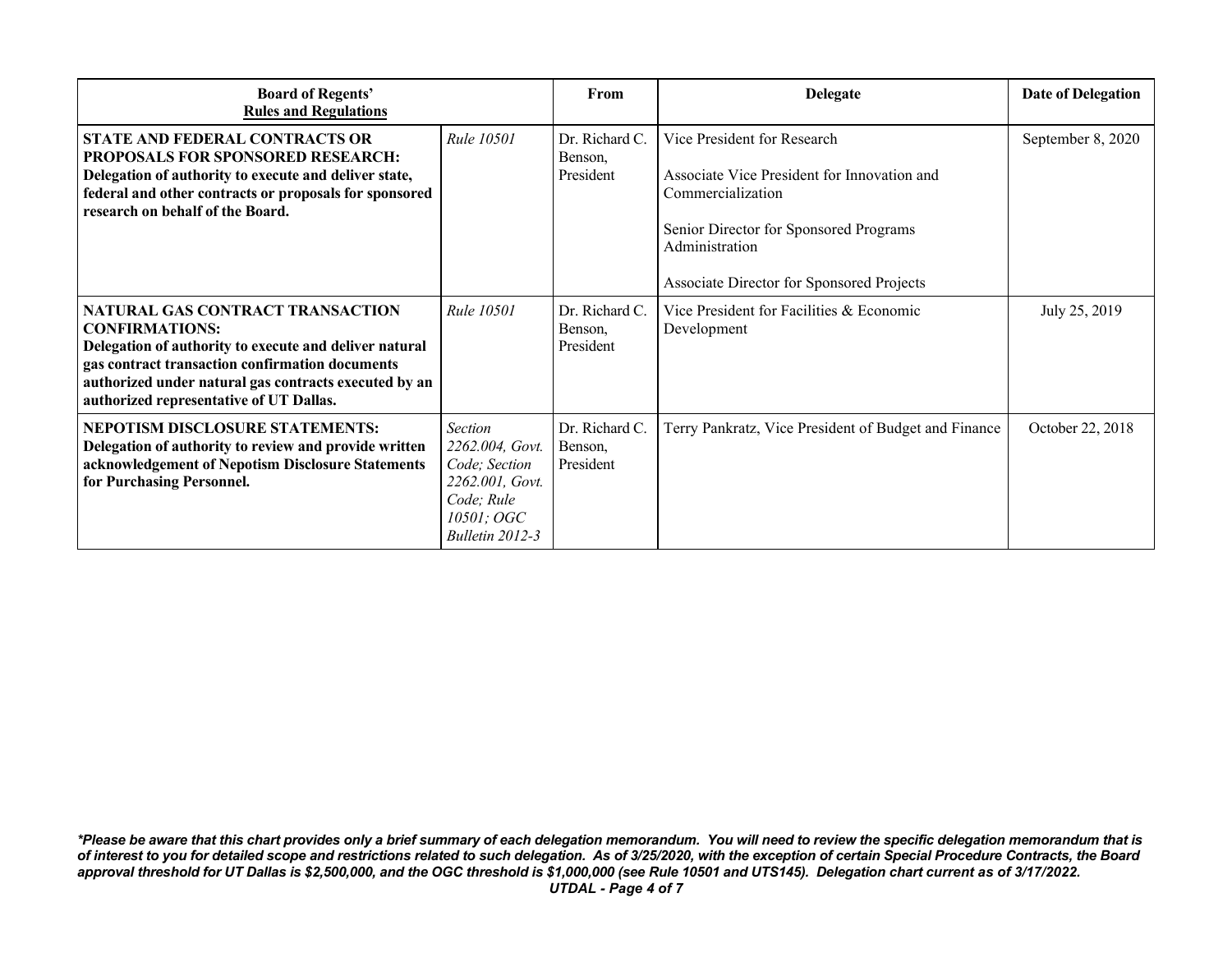| **Board of Regents' Rules and Regulations** | | **From** | **Delegate** | **Date of Delegation** |
|---|---|---|---|---|
| **STATE AND FEDERAL CONTRACTS OR PROPOSALS FOR SPONSORED RESEARCH: Delegation of authority to execute and deliver state, federal and other contracts or proposals for sponsored research on behalf of the Board.** | *Rule 10501* | Dr. Richard C. Benson, President | Vice President for Research<br><br>Associate Vice President for Innovation and Commercialization<br><br>Senior Director for Sponsored Programs Administration<br><br>Associate Director for Sponsored Projects | September 8, 2020 |
| **NATURAL GAS CONTRACT TRANSACTION CONFIRMATIONS: Delegation of authority to execute and deliver natural gas contract transaction confirmation documents authorized under natural gas contracts executed by an authorized representative of UT Dallas.** | *Rule 10501* | Dr. Richard C. Benson, President | Vice President for Facilities & Economic Development | July 25, 2019 |
| **NEPOTISM DISCLOSURE STATEMENTS: Delegation of authority to review and provide written acknowledgement of Nepotism Disclosure Statements for Purchasing Personnel.** | *Section 2262.004, Govt. Code; Section 2262.001, Govt. Code; Rule 10501; OGC Bulletin 2012-3* | Dr. Richard C. Benson, President | Terry Pankratz, Vice President of Budget and Finance | October 22, 2018 |

***Please be aware that this chart provides only a brief summary of each delegation memorandum. You will need to review the specific delegation memorandum that is of interest to you for detailed scope and restrictions related to such delegation. As of 3/25/2020, with the exception of certain Special Procedure Contracts, the Board approval threshold for UT Dallas is $2,500,000, and the OGC threshold is $1,000,000 (see Rule 10501 and UTS145). Delegation chart current as of 3/17/2022.***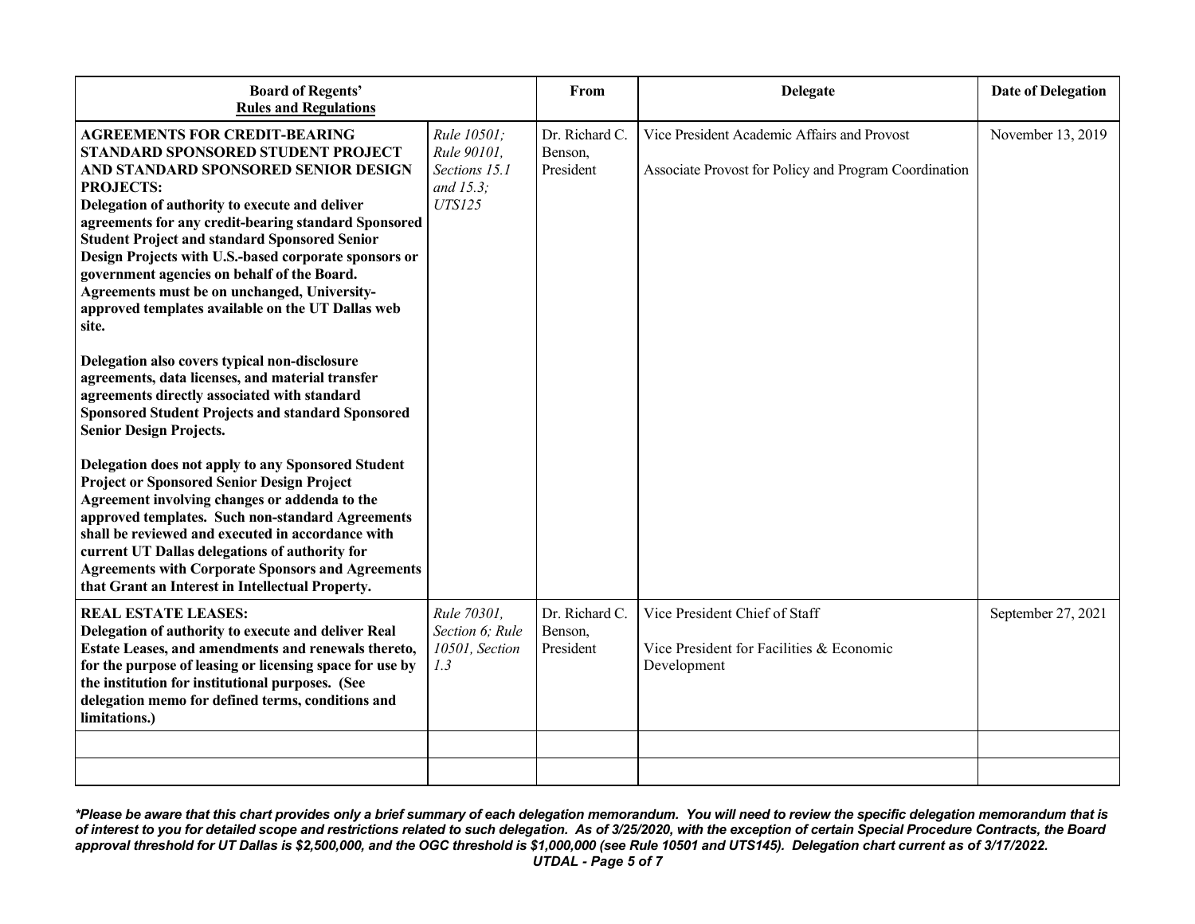| Board of Regents' Rules and Regulations | | From | Delegate | Date of Delegation |
|---|---|---|---|---|
| **AGREEMENTS FOR CREDIT-BEARING STANDARD SPONSORED STUDENT PROJECT AND STANDARD SPONSORED SENIOR DESIGN PROJECTS:** **Delegation of authority to execute and deliver agreements for any credit-bearing standard Sponsored Student Project and standard Sponsored Senior Design Projects with U.S.-based corporate sponsors or government agencies on behalf of the Board. Agreements must be on unchanged, University-approved templates available on the UT Dallas web site.**<br><br>**Delegation also covers typical non-disclosure agreements, data licenses, and material transfer agreements directly associated with standard Sponsored Student Projects and standard Sponsored Senior Design Projects.**<br><br>**Delegation does not apply to any Sponsored Student Project or Sponsored Senior Design Project Agreement involving changes or addenda to the approved templates. Such non-standard Agreements shall be reviewed and executed in accordance with current UT Dallas delegations of authority for Agreements with Corporate Sponsors and Agreements that Grant an Interest in Intellectual Property.** | *Rule 10501; Rule 90101, Sections 15.1 and 15.3; UTS125* | Dr. Richard C. Benson, President | Vice President Academic Affairs and Provost<br><br>Associate Provost for Policy and Program Coordination | November 13, 2019 |
| **REAL ESTATE LEASES:** **Delegation of authority to execute and deliver Real Estate Leases, and amendments and renewals thereto, for the purpose of leasing or licensing space for use by the institution for institutional purposes. (See delegation memo for defined terms, conditions and limitations.)** | *Rule 70301, Section 6; Rule 10501, Section 1.3* | Dr. Richard C. Benson, President | Vice President Chief of Staff<br><br>Vice President for Facilities & Economic Development | September 27, 2021 |
| | | | | |
| | | | | |

***Please be aware that this chart provides only a brief summary of each delegation memorandum. You will need to review the specific delegation memorandum that is of interest to you for detailed scope and restrictions related to such delegation. As of 3/25/2020, with the exception of certain Special Procedure Contracts, the Board approval threshold for UT Dallas is $2,500,000, and the OGC threshold is $1,000,000 (see Rule 10501 and UTS145). Delegation chart current as of 3/17/2022.***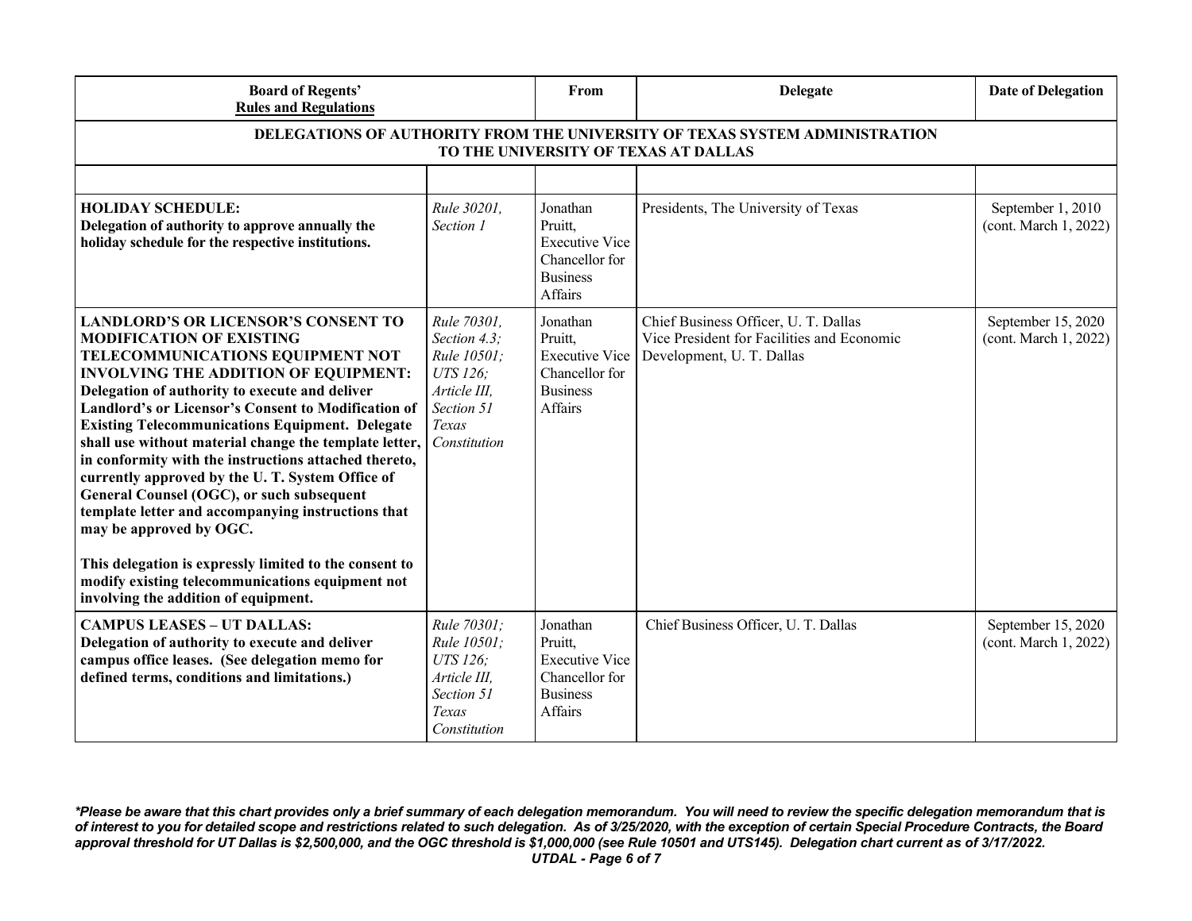| Board of Regents' Rules and Regulations | | From | Delegate | Date of Delegation |
|---|---|---|---|---|
| **DELEGATIONS OF AUTHORITY FROM THE UNIVERSITY OF TEXAS SYSTEM ADMINISTRATION TO THE UNIVERSITY OF TEXAS AT DALLAS** | | | | |
| | | | | |
| **HOLIDAY SCHEDULE: Delegation of authority to approve annually the holiday schedule for the respective institutions.** | *Rule 30201, Section 1* | Jonathan Pruitt, Executive Vice Chancellor for Business Affairs | Presidents, The University of Texas | September 1, 2010 (cont. March 1, 2022) |
| **LANDLORD'S OR LICENSOR'S CONSENT TO MODIFICATION OF EXISTING TELECOMMUNICATIONS EQUIPMENT NOT INVOLVING THE ADDITION OF EQUIPMENT: Delegation of authority to execute and deliver Landlord's or Licensor's Consent to Modification of Existing Telecommunications Equipment. Delegate shall use without material change the template letter, in conformity with the instructions attached thereto, currently approved by the U. T. System Office of General Counsel (OGC), or such subsequent template letter and accompanying instructions that may be approved by OGC.** <br><br> **This delegation is expressly limited to the consent to modify existing telecommunications equipment not involving the addition of equipment.** | *Rule 70301, Section 4.3; Rule 10501; UTS 126; Article III, Section 51 Texas Constitution* | Jonathan Pruitt, Executive Vice Chancellor for Business Affairs | Chief Business Officer, U. T. Dallas <br> Vice President for Facilities and Economic Development, U. T. Dallas | September 15, 2020 (cont. March 1, 2022) |
| **CAMPUS LEASES – UT DALLAS: Delegation of authority to execute and deliver campus office leases. (See delegation memo for defined terms, conditions and limitations.)** | *Rule 70301; Rule 10501; UTS 126; Article III, Section 51 Texas Constitution* | Jonathan Pruitt, Executive Vice Chancellor for Business Affairs | Chief Business Officer, U. T. Dallas | September 15, 2020 (cont. March 1, 2022) |

***Please be aware that this chart provides only a brief summary of each delegation memorandum. You will need to review the specific delegation memorandum that is of interest to you for detailed scope and restrictions related to such delegation. As of 3/25/2020, with the exception of certain Special Procedure Contracts, the Board approval threshold for UT Dallas is $2,500,000, and the OGC threshold is $1,000,000 (see Rule 10501 and UTS145). Delegation chart current as of 3/17/2022.***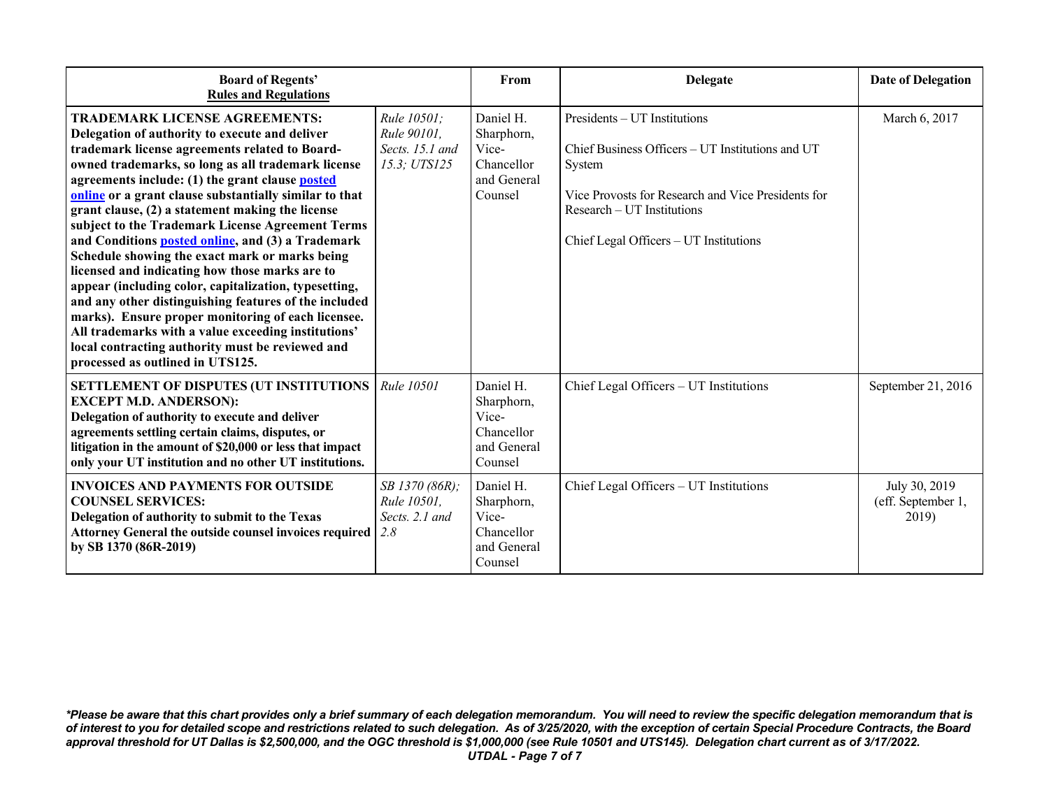| **Board of Regents' Rules and Regulations** | | **From** | **Delegate** | **Date of Delegation** |
|---|---|---|---|---|
| **TRADEMARK LICENSE AGREEMENTS: Delegation of authority to execute and deliver trademark license agreements related to Board-owned trademarks, so long as all trademark license agreements include: (1) the grant clause posted online or a grant clause substantially similar to that grant clause, (2) a statement making the license subject to the Trademark License Agreement Terms and Conditions posted online, and (3) a Trademark Schedule showing the exact mark or marks being licensed and indicating how those marks are to appear (including color, capitalization, typesetting, and any other distinguishing features of the included marks). Ensure proper monitoring of each licensee. All trademarks with a value exceeding institutions' local contracting authority must be reviewed and processed as outlined in UTS125.** | *Rule 10501; Rule 90101, Sects. 15.1 and 15.3; UTS125* | Daniel H. Sharphorn, Vice-Chancellor and General Counsel | Presidents – UT Institutions<br><br>Chief Business Officers – UT Institutions and UT System<br><br>Vice Provosts for Research and Vice Presidents for Research – UT Institutions<br><br>Chief Legal Officers – UT Institutions | March 6, 2017 |
| **SETTLEMENT OF DISPUTES (UT INSTITUTIONS EXCEPT M.D. ANDERSON): Delegation of authority to execute and deliver agreements settling certain claims, disputes, or litigation in the amount of $20,000 or less that impact only your UT institution and no other UT institutions.** | *Rule 10501* | Daniel H. Sharphorn, Vice-Chancellor and General Counsel | Chief Legal Officers – UT Institutions | September 21, 2016 |
| **INVOICES AND PAYMENTS FOR OUTSIDE COUNSEL SERVICES: Delegation of authority to submit to the Texas Attorney General the outside counsel invoices required by SB 1370 (86R-2019)** | *SB 1370 (86R); Rule 10501, Sects. 2.1 and 2.8* | Daniel H. Sharphorn, Vice-Chancellor and General Counsel | Chief Legal Officers – UT Institutions | July 30, 2019 (eff. September 1, 2019) |

***Please be aware that this chart provides only a brief summary of each delegation memorandum. You will need to review the specific delegation memorandum that is of interest to you for detailed scope and restrictions related to such delegation. As of 3/25/2020, with the exception of certain Special Procedure Contracts, the Board approval threshold for UT Dallas is $2,500,000, and the OGC threshold is $1,000,000 (see Rule 10501 and UTS145). Delegation chart current as of 3/17/2022.***